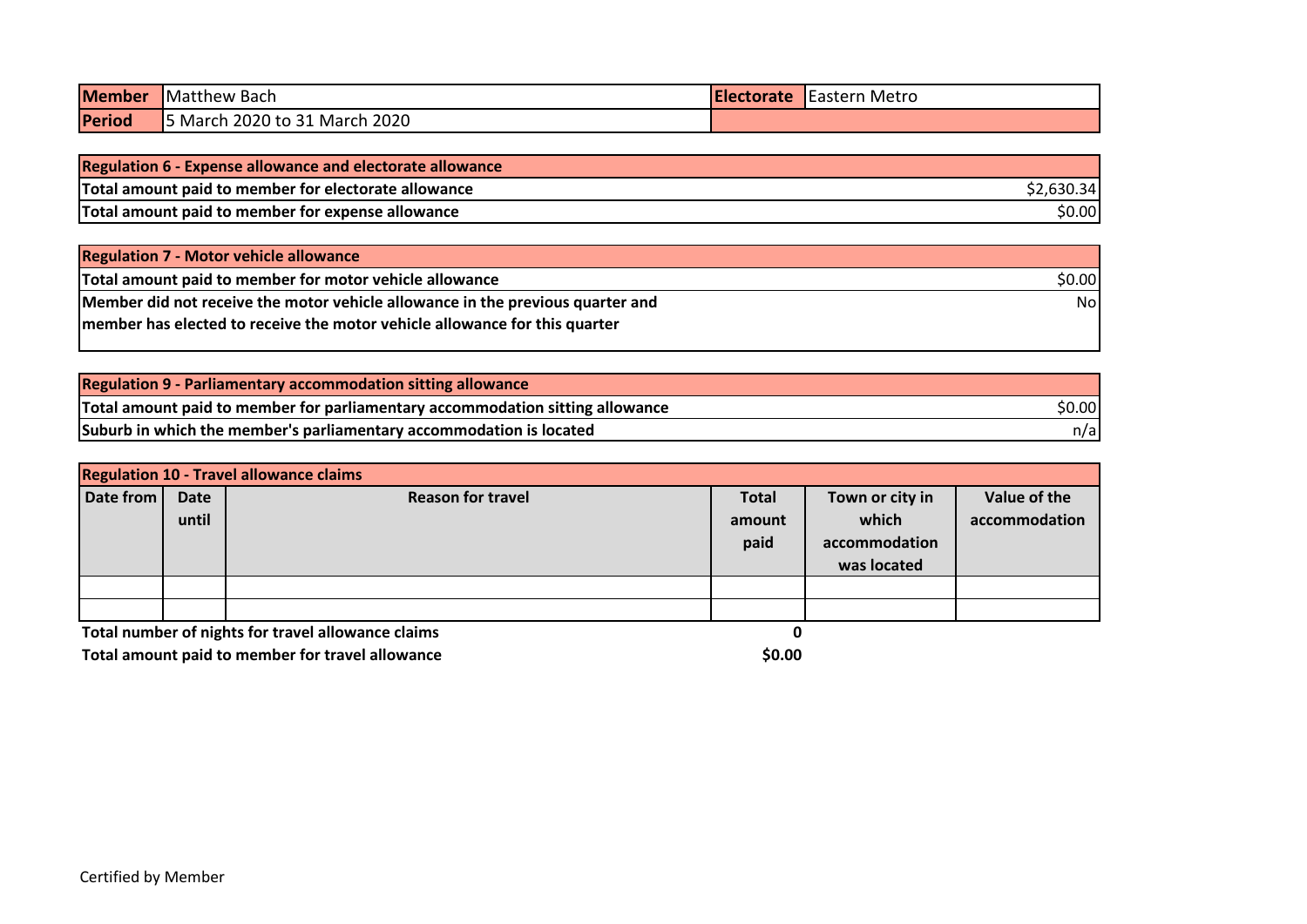| Member | Matthew Bach | Electorate | Eastern Metro |
|---|---|---|---|
| Period | 5 March 2020 to 31 March 2020 | | |

| Regulation 6 - Expense allowance and electorate allowance | |
|---|---|
| Total amount paid to member for electorate allowance | $2,630.34 |
| Total amount paid to member for expense allowance | $0.00 |

| Regulation 7 - Motor vehicle allowance | |
|---|---|
| Total amount paid to member for motor vehicle allowance | $0.00 |
| Member did not receive the motor vehicle allowance in the previous quarter and member has elected to receive the motor vehicle allowance for this quarter | No |

| Regulation 9 - Parliamentary accommodation sitting allowance | |
|---|---|
| Total amount paid to member for parliamentary accommodation sitting allowance | $0.00 |
| Suburb in which the member's parliamentary accommodation is located | n/a |

**Regulation 10 - Travel allowance claims**

| Date from | Date until | Reason for travel | Total amount paid | Town or city in which accommodation was located | Value of the accommodation |
|---|---|---|---|---|---|
| | | | | | |
| | | | | | |

| | |
|---|---|
| Total number of nights for travel allowance claims | 0 |
| Total amount paid to member for travel allowance | $0.00 |

Certified by Member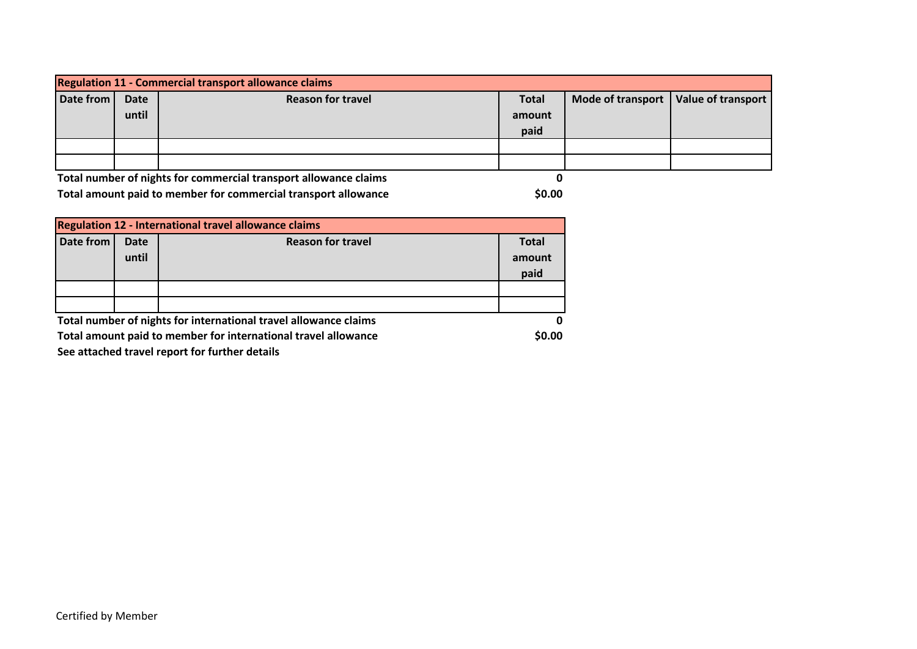| Regulation 11 - Commercial transport allowance claims | | | | | |
|---|---|---|---|---|---|
| Date from | Date until | Reason for travel | Total amount paid | Mode of transport | Value of transport |
| | | | | | |
| | | | | | |

**Total number of nights for commercial transport allowance claims** **0**

**Total amount paid to member for commercial transport allowance** **$0.00**

| Regulation 12 - International travel allowance claims | | | |
|---|---|---|---|
| Date from | Date until | Reason for travel | Total amount paid |
| | | | |
| | | | |

**Total number of nights for international travel allowance claims** **0**

**Total amount paid to member for international travel allowance** **$0.00**

**See attached travel report for further details**

Certified by Member